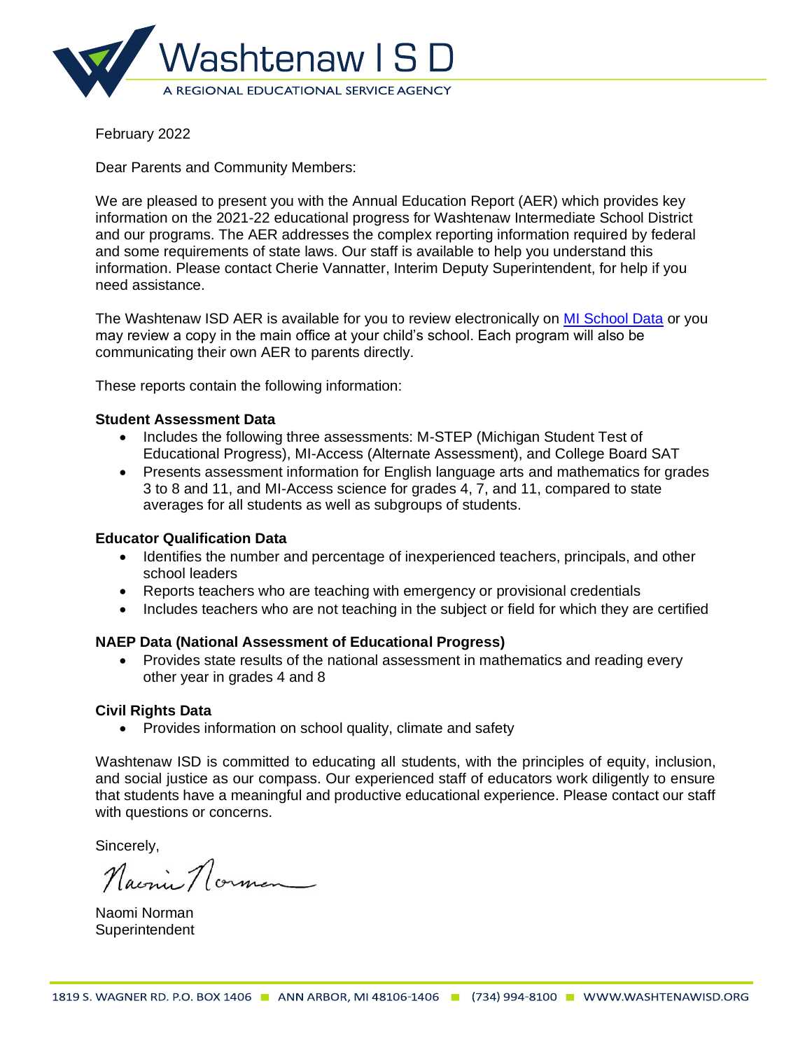# Washtenaw I S D

A REGIONAL EDUCATIONAL SERVICE AGENCY

February 2022

Dear Parents and Community Members:

We are pleased to present you with the Annual Education Report (AER) which provides key information on the 2021-22 educational progress for Washtenaw Intermediate School District and our programs. The AER addresses the complex reporting information required by federal and some requirements of state laws. Our staff is available to help you understand this information. Please contact Cherie Vannatter, Interim Deputy Superintendent, for help if you need assistance.

The Washtenaw ISD AER is available for you to review electronically on [MI School Data]() or you may review a copy in the main office at your child's school. Each program will also be communicating their own AER to parents directly.

These reports contain the following information:

**Student Assessment Data**

- Includes the following three assessments: M-STEP (Michigan Student Test of Educational Progress), MI-Access (Alternate Assessment), and College Board SAT
- Presents assessment information for English language arts and mathematics for grades 3 to 8 and 11, and MI-Access science for grades 4, 7, and 11, compared to state averages for all students as well as subgroups of students.

**Educator Qualification Data**

- Identifies the number and percentage of inexperienced teachers, principals, and other school leaders
- Reports teachers who are teaching with emergency or provisional credentials
- Includes teachers who are not teaching in the subject or field for which they are certified

**NAEP Data (National Assessment of Educational Progress)**

- Provides state results of the national assessment in mathematics and reading every other year in grades 4 and 8

**Civil Rights Data**

- Provides information on school quality, climate and safety

Washtenaw ISD is committed to educating all students, with the principles of equity, inclusion, and social justice as our compass. Our experienced staff of educators work diligently to ensure that students have a meaningful and productive educational experience. Please contact our staff with questions or concerns.

Sincerely,

Naomi Norman

Naomi Norman
Superintendent

1819 S. WAGNER RD. P.O. BOX 1406 ■ ANN ARBOR, MI 48106-1406 ■ (734) 994-8100 ■ WWW.WASHTENAWISD.ORG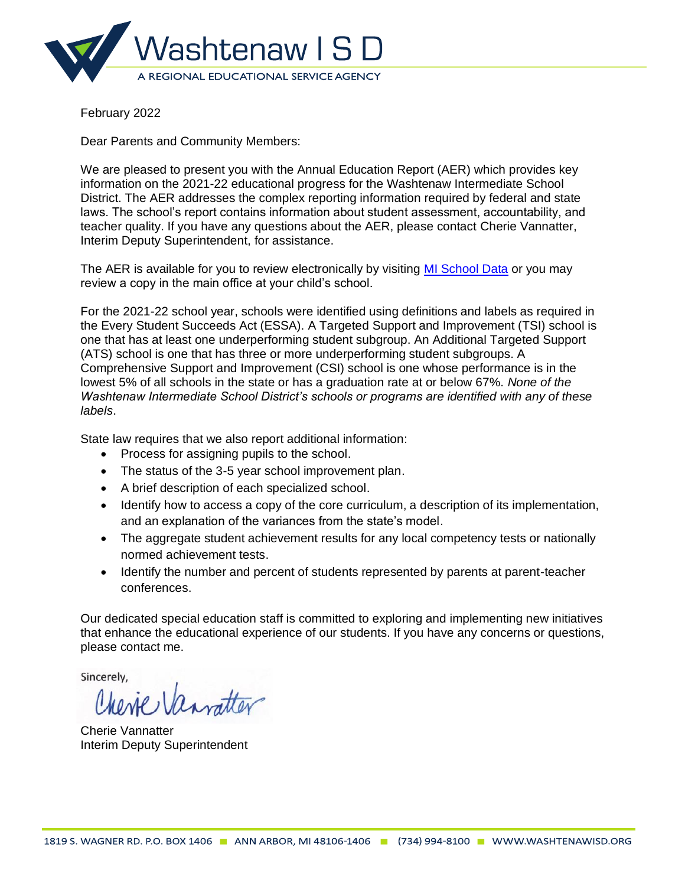Washtenaw I S D

A REGIONAL EDUCATIONAL SERVICE AGENCY

February 2022

Dear Parents and Community Members:

We are pleased to present you with the Annual Education Report (AER) which provides key information on the 2021-22 educational progress for the Washtenaw Intermediate School District. The AER addresses the complex reporting information required by federal and state laws. The school's report contains information about student assessment, accountability, and teacher quality. If you have any questions about the AER, please contact Cherie Vannatter, Interim Deputy Superintendent, for assistance.

The AER is available for you to review electronically by visiting [MI School Data] or you may review a copy in the main office at your child's school.

For the 2021-22 school year, schools were identified using definitions and labels as required in the Every Student Succeeds Act (ESSA). A Targeted Support and Improvement (TSI) school is one that has at least one underperforming student subgroup. An Additional Targeted Support (ATS) school is one that has three or more underperforming student subgroups. A Comprehensive Support and Improvement (CSI) school is one whose performance is in the lowest 5% of all schools in the state or has a graduation rate at or below 67%. *None of the Washtenaw Intermediate School District's schools or programs are identified with any of these labels*.

State law requires that we also report additional information:

- Process for assigning pupils to the school.
- The status of the 3-5 year school improvement plan.
- A brief description of each specialized school.
- Identify how to access a copy of the core curriculum, a description of its implementation, and an explanation of the variances from the state's model.
- The aggregate student achievement results for any local competency tests or nationally normed achievement tests.
- Identify the number and percent of students represented by parents at parent-teacher conferences.

Our dedicated special education staff is committed to exploring and implementing new initiatives that enhance the educational experience of our students. If you have any concerns or questions, please contact me.

Sincerely,

Cherie Vannatter

Cherie Vannatter
Interim Deputy Superintendent

1819 S. WAGNER RD. P.O. BOX 1406 ■ ANN ARBOR, MI 48106-1406 ■ (734) 994-8100 ■ WWW.WASHTENAWISD.ORG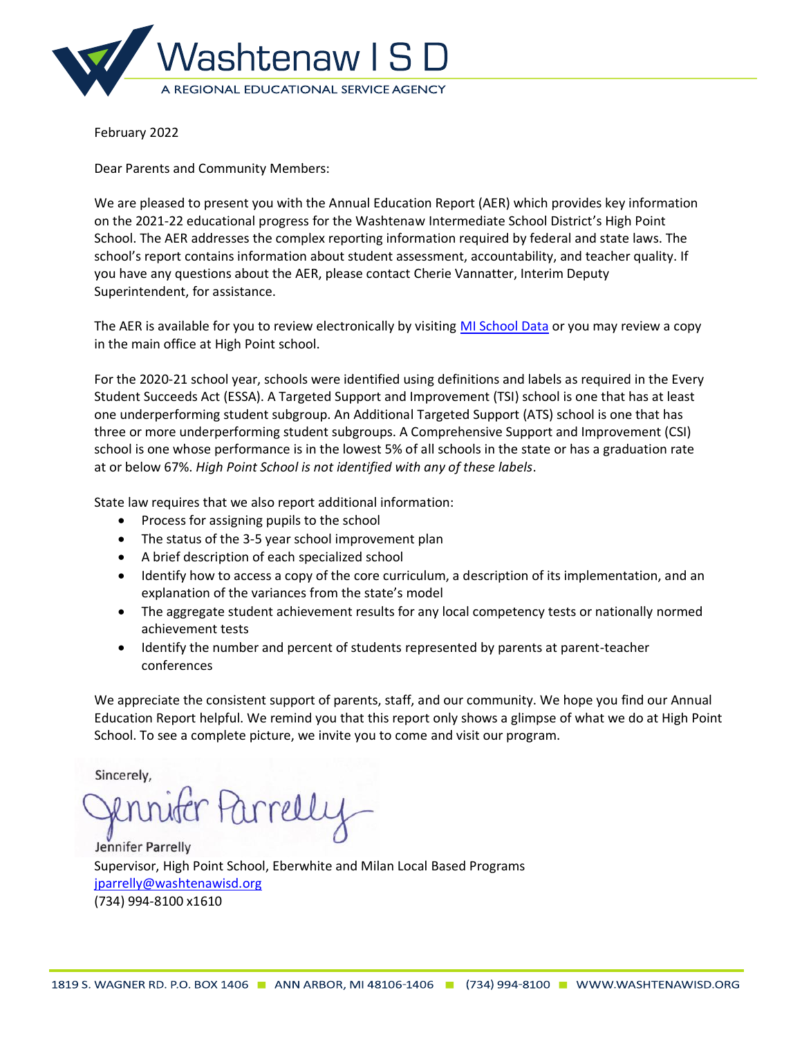Washtenaw I S D

A REGIONAL EDUCATIONAL SERVICE AGENCY

February 2022

Dear Parents and Community Members:

We are pleased to present you with the Annual Education Report (AER) which provides key information on the 2021-22 educational progress for the Washtenaw Intermediate School District's High Point School. The AER addresses the complex reporting information required by federal and state laws. The school's report contains information about student assessment, accountability, and teacher quality. If you have any questions about the AER, please contact Cherie Vannatter, Interim Deputy Superintendent, for assistance.

The AER is available for you to review electronically by visiting [MI School Data]() or you may review a copy in the main office at High Point school.

For the 2020-21 school year, schools were identified using definitions and labels as required in the Every Student Succeeds Act (ESSA). A Targeted Support and Improvement (TSI) school is one that has at least one underperforming student subgroup. An Additional Targeted Support (ATS) school is one that has three or more underperforming student subgroups. A Comprehensive Support and Improvement (CSI) school is one whose performance is in the lowest 5% of all schools in the state or has a graduation rate at or below 67%. *High Point School is not identified with any of these labels*.

State law requires that we also report additional information:

- Process for assigning pupils to the school
- The status of the 3-5 year school improvement plan
- A brief description of each specialized school
- Identify how to access a copy of the core curriculum, a description of its implementation, and an explanation of the variances from the state's model
- The aggregate student achievement results for any local competency tests or nationally normed achievement tests
- Identify the number and percent of students represented by parents at parent-teacher conferences

We appreciate the consistent support of parents, staff, and our community. We hope you find our Annual Education Report helpful. We remind you that this report only shows a glimpse of what we do at High Point School. To see a complete picture, we invite you to come and visit our program.

Sincerely,

Jennifer Parrelly

Jennifer Parrelly
Supervisor, High Point School, Eberwhite and Milan Local Based Programs
jparrelly@washtenawisd.org
(734) 994-8100 x1610

1819 S. WAGNER RD. P.O. BOX 1406 ■ ANN ARBOR, MI 48106-1406 ■ (734) 994-8100 ■ WWW.WASHTENAWISD.ORG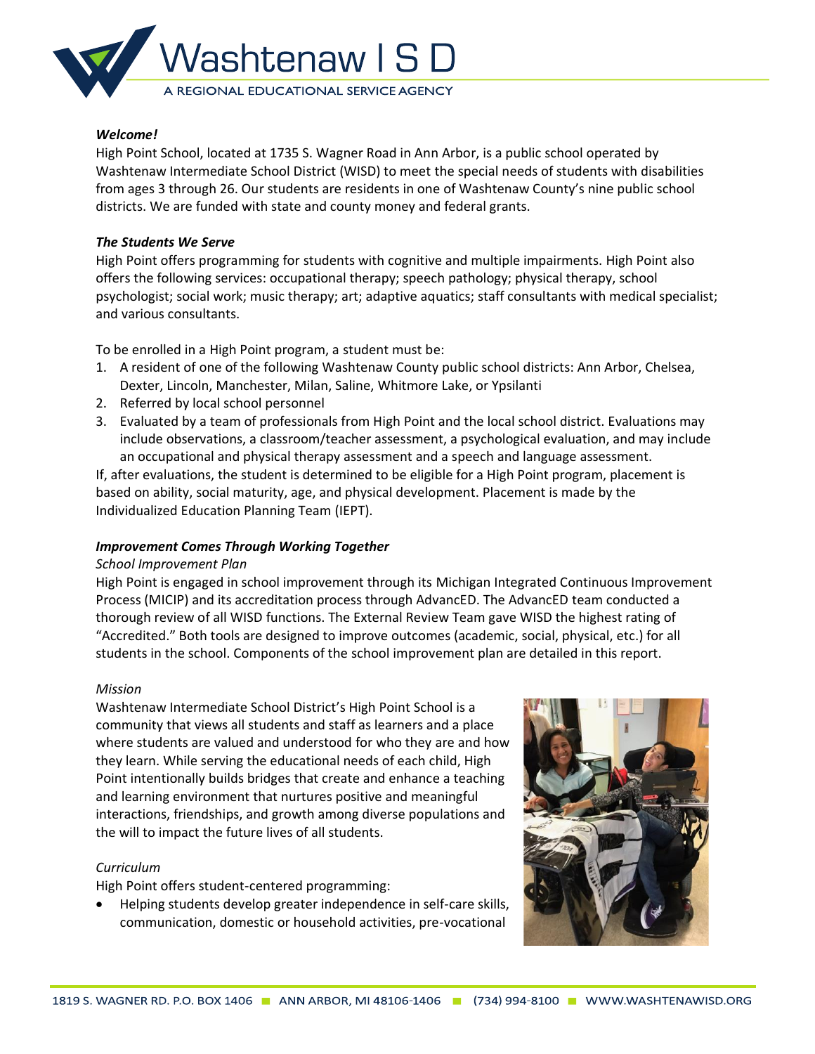### *Welcome!*

High Point School, located at 1735 S. Wagner Road in Ann Arbor, is a public school operated by Washtenaw Intermediate School District (WISD) to meet the special needs of students with disabilities from ages 3 through 26. Our students are residents in one of Washtenaw County's nine public school districts. We are funded with state and county money and federal grants.

### *The Students We Serve*

High Point offers programming for students with cognitive and multiple impairments. High Point also offers the following services: occupational therapy; speech pathology; physical therapy, school psychologist; social work; music therapy; art; adaptive aquatics; staff consultants with medical specialist; and various consultants.

To be enrolled in a High Point program, a student must be:

1. A resident of one of the following Washtenaw County public school districts: Ann Arbor, Chelsea, Dexter, Lincoln, Manchester, Milan, Saline, Whitmore Lake, or Ypsilanti
2. Referred by local school personnel
3. Evaluated by a team of professionals from High Point and the local school district. Evaluations may include observations, a classroom/teacher assessment, a psychological evaluation, and may include an occupational and physical therapy assessment and a speech and language assessment.

If, after evaluations, the student is determined to be eligible for a High Point program, placement is based on ability, social maturity, age, and physical development. Placement is made by the Individualized Education Planning Team (IEPT).

### *Improvement Comes Through Working Together*

*School Improvement Plan*

High Point is engaged in school improvement through its Michigan Integrated Continuous Improvement Process (MICIP) and its accreditation process through AdvancED. The AdvancED team conducted a thorough review of all WISD functions. The External Review Team gave WISD the highest rating of "Accredited." Both tools are designed to improve outcomes (academic, social, physical, etc.) for all students in the school. Components of the school improvement plan are detailed in this report.

*Mission*

Washtenaw Intermediate School District's High Point School is a community that views all students and staff as learners and a place where students are valued and understood for who they are and how they learn. While serving the educational needs of each child, High Point intentionally builds bridges that create and enhance a teaching and learning environment that nurtures positive and meaningful interactions, friendships, and growth among diverse populations and the will to impact the future lives of all students.

*Curriculum*

High Point offers student-centered programming:

- Helping students develop greater independence in self-care skills, communication, domestic or household activities, pre-vocational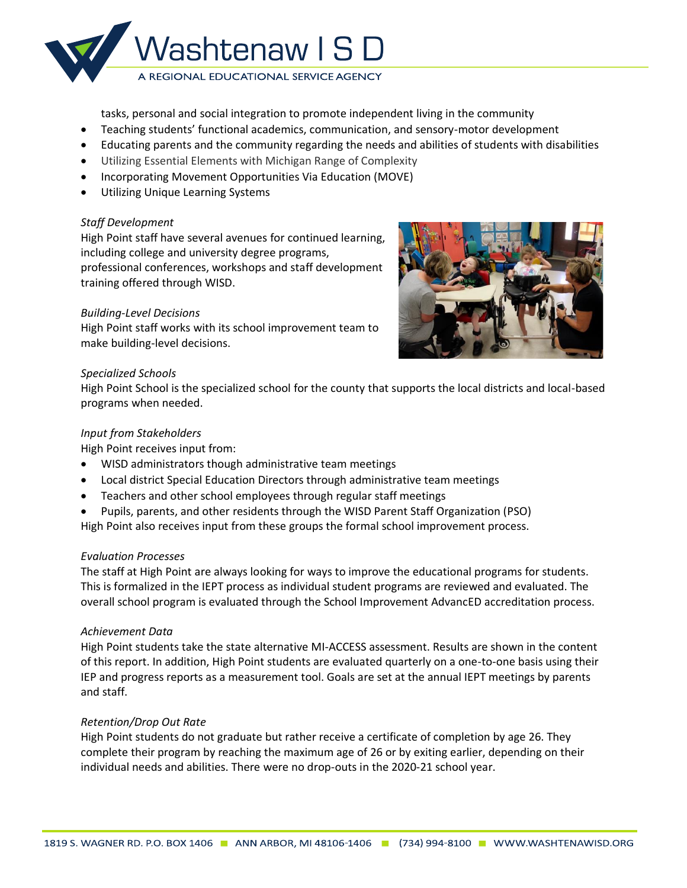tasks, personal and social integration to promote independent living in the community
- Teaching students' functional academics, communication, and sensory-motor development
- Educating parents and the community regarding the needs and abilities of students with disabilities
- Utilizing Essential Elements with Michigan Range of Complexity
- Incorporating Movement Opportunities Via Education (MOVE)
- Utilizing Unique Learning Systems

*Staff Development*

High Point staff have several avenues for continued learning, including college and university degree programs, professional conferences, workshops and staff development training offered through WISD.

*Building-Level Decisions*

High Point staff works with its school improvement team to make building-level decisions.

*Specialized Schools*

High Point School is the specialized school for the county that supports the local districts and local-based programs when needed.

*Input from Stakeholders*

High Point receives input from:

- WISD administrators though administrative team meetings
- Local district Special Education Directors through administrative team meetings
- Teachers and other school employees through regular staff meetings
- Pupils, parents, and other residents through the WISD Parent Staff Organization (PSO)

High Point also receives input from these groups the formal school improvement process.

*Evaluation Processes*

The staff at High Point are always looking for ways to improve the educational programs for students. This is formalized in the IEPT process as individual student programs are reviewed and evaluated. The overall school program is evaluated through the School Improvement AdvancED accreditation process.

*Achievement Data*

High Point students take the state alternative MI-ACCESS assessment. Results are shown in the content of this report. In addition, High Point students are evaluated quarterly on a one-to-one basis using their IEP and progress reports as a measurement tool. Goals are set at the annual IEPT meetings by parents and staff.

*Retention/Drop Out Rate*

High Point students do not graduate but rather receive a certificate of completion by age 26. They complete their program by reaching the maximum age of 26 or by exiting earlier, depending on their individual needs and abilities. There were no drop-outs in the 2020-21 school year.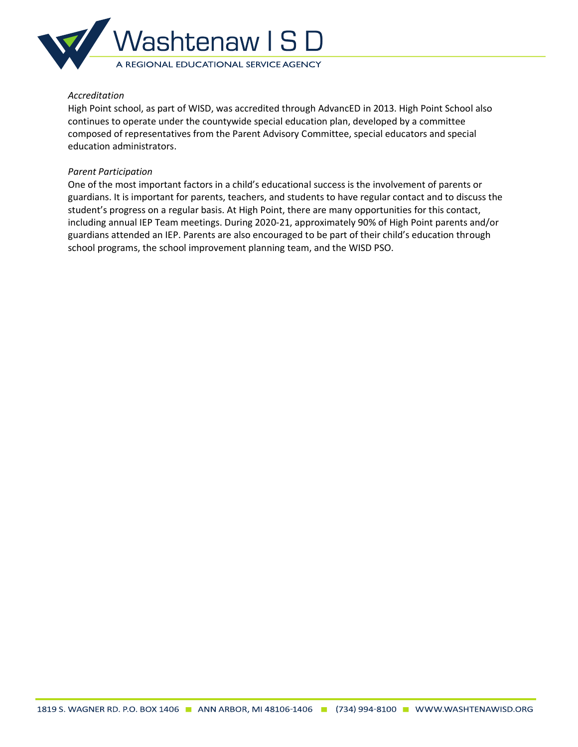*Accreditation*

High Point school, as part of WISD, was accredited through AdvancED in 2013. High Point School also continues to operate under the countywide special education plan, developed by a committee composed of representatives from the Parent Advisory Committee, special educators and special education administrators.

*Parent Participation*

One of the most important factors in a child's educational success is the involvement of parents or guardians. It is important for parents, teachers, and students to have regular contact and to discuss the student's progress on a regular basis. At High Point, there are many opportunities for this contact, including annual IEP Team meetings. During 2020-21, approximately 90% of High Point parents and/or guardians attended an IEP. Parents are also encouraged to be part of their child's education through school programs, the school improvement planning team, and the WISD PSO.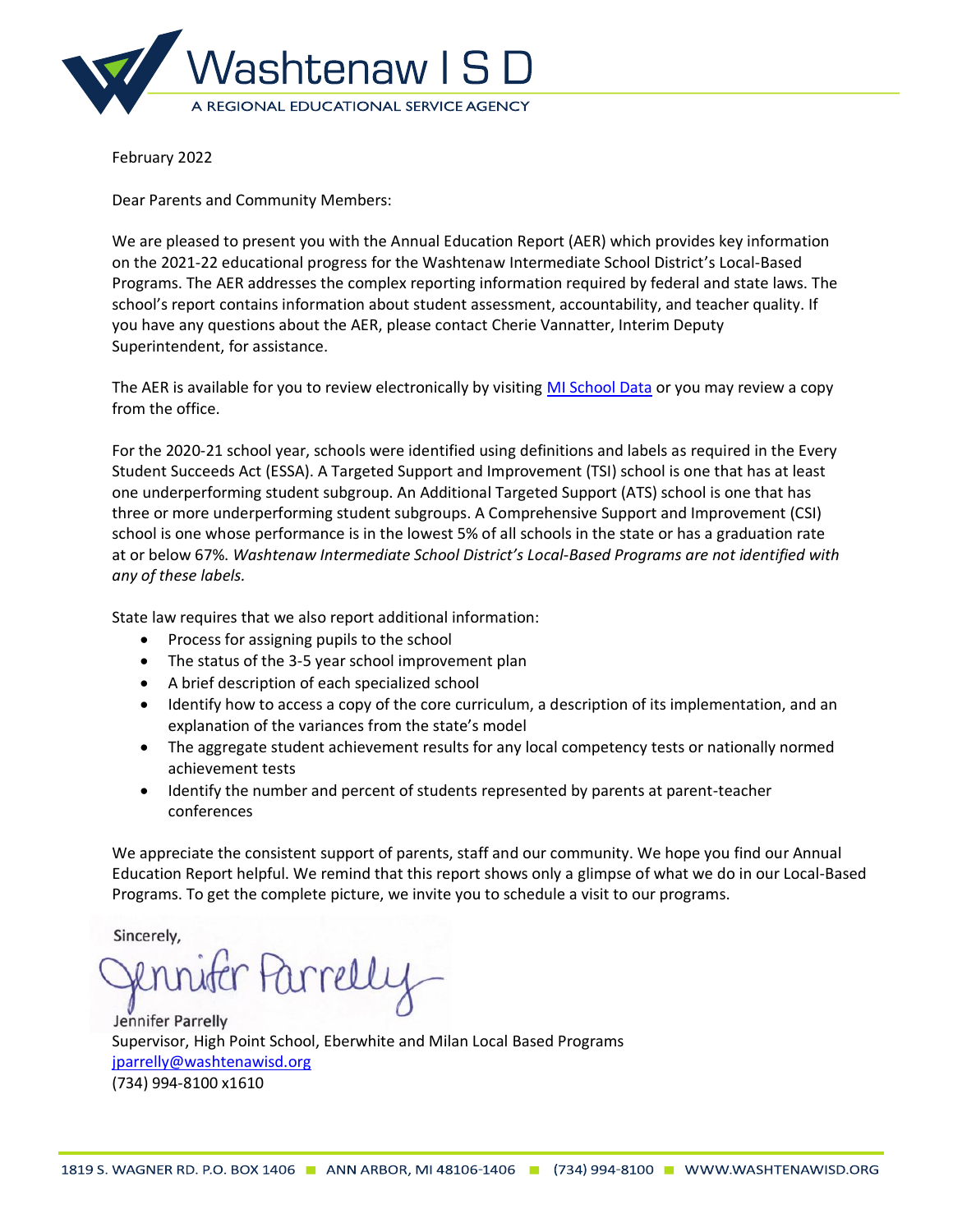Washtenaw I S D

A REGIONAL EDUCATIONAL SERVICE AGENCY

February 2022

Dear Parents and Community Members:

We are pleased to present you with the Annual Education Report (AER) which provides key information on the 2021-22 educational progress for the Washtenaw Intermediate School District's Local-Based Programs. The AER addresses the complex reporting information required by federal and state laws. The school's report contains information about student assessment, accountability, and teacher quality. If you have any questions about the AER, please contact Cherie Vannatter, Interim Deputy Superintendent, for assistance.

The AER is available for you to review electronically by visiting [MI School Data] or you may review a copy from the office.

For the 2020-21 school year, schools were identified using definitions and labels as required in the Every Student Succeeds Act (ESSA). A Targeted Support and Improvement (TSI) school is one that has at least one underperforming student subgroup. An Additional Targeted Support (ATS) school is one that has three or more underperforming student subgroups. A Comprehensive Support and Improvement (CSI) school is one whose performance is in the lowest 5% of all schools in the state or has a graduation rate at or below 67%. *Washtenaw Intermediate School District's Local-Based Programs are not identified with any of these labels.*

State law requires that we also report additional information:

- Process for assigning pupils to the school
- The status of the 3-5 year school improvement plan
- A brief description of each specialized school
- Identify how to access a copy of the core curriculum, a description of its implementation, and an explanation of the variances from the state's model
- The aggregate student achievement results for any local competency tests or nationally normed achievement tests
- Identify the number and percent of students represented by parents at parent-teacher conferences

We appreciate the consistent support of parents, staff and our community. We hope you find our Annual Education Report helpful. We remind that this report shows only a glimpse of what we do in our Local-Based Programs. To get the complete picture, we invite you to schedule a visit to our programs.

Sincerely,

Jennifer Parrelly

Jennifer Parrelly
Supervisor, High Point School, Eberwhite and Milan Local Based Programs
jparrelly@washtenawisd.org
(734) 994-8100 x1610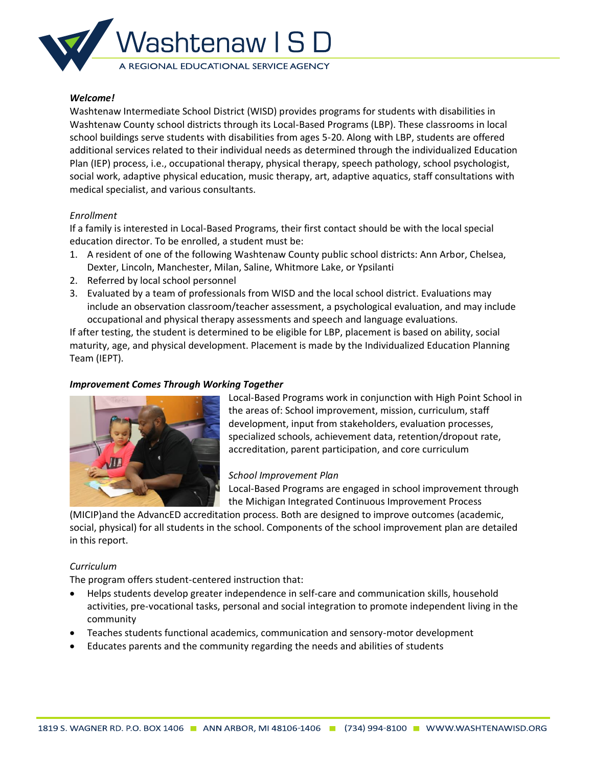***Welcome!***

Washtenaw Intermediate School District (WISD) provides programs for students with disabilities in Washtenaw County school districts through its Local-Based Programs (LBP). These classrooms in local school buildings serve students with disabilities from ages 5-20. Along with LBP, students are offered additional services related to their individual needs as determined through the individualized Education Plan (IEP) process, i.e., occupational therapy, physical therapy, speech pathology, school psychologist, social work, adaptive physical education, music therapy, art, adaptive aquatics, staff consultations with medical specialist, and various consultants.

*Enrollment*

If a family is interested in Local-Based Programs, their first contact should be with the local special education director. To be enrolled, a student must be:

1. A resident of one of the following Washtenaw County public school districts: Ann Arbor, Chelsea, Dexter, Lincoln, Manchester, Milan, Saline, Whitmore Lake, or Ypsilanti
2. Referred by local school personnel
3. Evaluated by a team of professionals from WISD and the local school district. Evaluations may include an observation classroom/teacher assessment, a psychological evaluation, and may include occupational and physical therapy assessments and speech and language evaluations.

If after testing, the student is determined to be eligible for LBP, placement is based on ability, social maturity, age, and physical development. Placement is made by the Individualized Education Planning Team (IEPT).

***Improvement Comes Through Working Together***

Local-Based Programs work in conjunction with High Point School in the areas of: School improvement, mission, curriculum, staff development, input from stakeholders, evaluation processes, specialized schools, achievement data, retention/dropout rate, accreditation, parent participation, and core curriculum

*School Improvement Plan*

Local-Based Programs are engaged in school improvement through the Michigan Integrated Continuous Improvement Process (MICIP)and the AdvancED accreditation process. Both are designed to improve outcomes (academic, social, physical) for all students in the school. Components of the school improvement plan are detailed in this report.

*Curriculum*

The program offers student-centered instruction that:

- Helps students develop greater independence in self-care and communication skills, household activities, pre-vocational tasks, personal and social integration to promote independent living in the community
- Teaches students functional academics, communication and sensory-motor development
- Educates parents and the community regarding the needs and abilities of students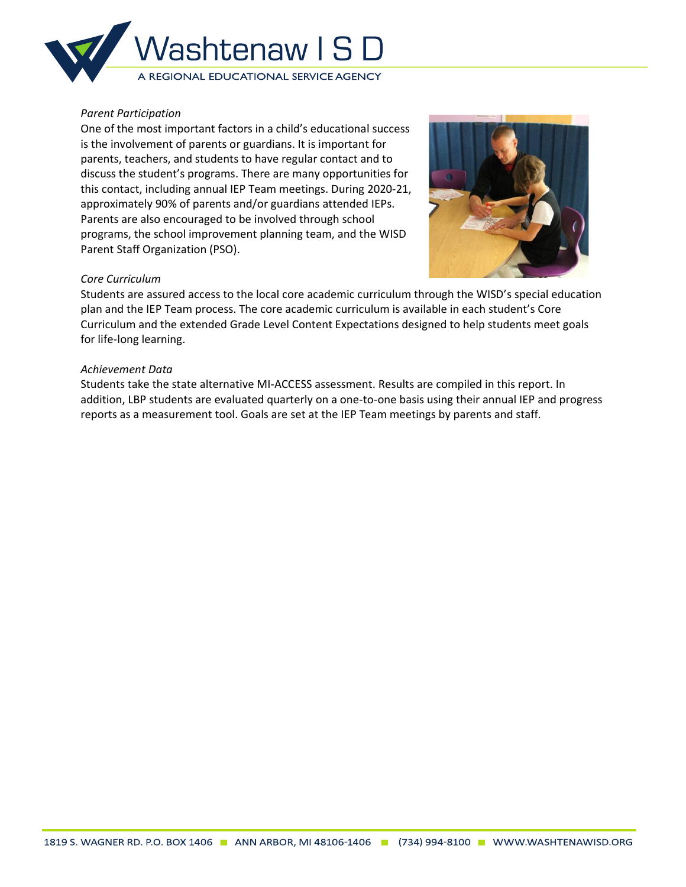*Parent Participation*

One of the most important factors in a child's educational success is the involvement of parents or guardians. It is important for parents, teachers, and students to have regular contact and to discuss the student's programs. There are many opportunities for this contact, including annual IEP Team meetings. During 2020-21, approximately 90% of parents and/or guardians attended IEPs. Parents are also encouraged to be involved through school programs, the school improvement planning team, and the WISD Parent Staff Organization (PSO).

*Core Curriculum*

Students are assured access to the local core academic curriculum through the WISD's special education plan and the IEP Team process. The core academic curriculum is available in each student's Core Curriculum and the extended Grade Level Content Expectations designed to help students meet goals for life-long learning.

*Achievement Data*

Students take the state alternative MI-ACCESS assessment. Results are compiled in this report. In addition, LBP students are evaluated quarterly on a one-to-one basis using their annual IEP and progress reports as a measurement tool. Goals are set at the IEP Team meetings by parents and staff.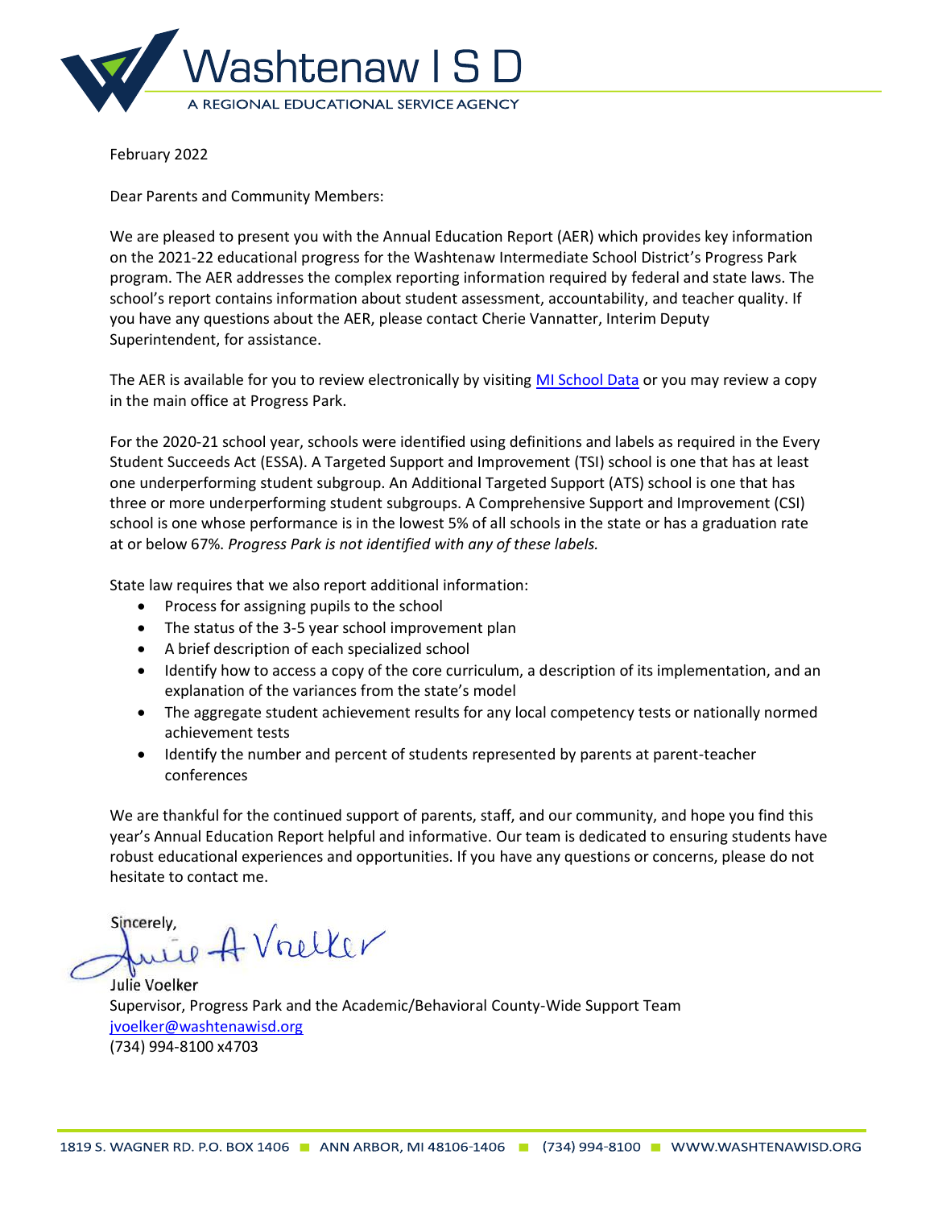# Washtenaw I S D

A REGIONAL EDUCATIONAL SERVICE AGENCY

February 2022

Dear Parents and Community Members:

We are pleased to present you with the Annual Education Report (AER) which provides key information on the 2021-22 educational progress for the Washtenaw Intermediate School District's Progress Park program. The AER addresses the complex reporting information required by federal and state laws. The school's report contains information about student assessment, accountability, and teacher quality. If you have any questions about the AER, please contact Cherie Vannatter, Interim Deputy Superintendent, for assistance.

The AER is available for you to review electronically by visiting [MI School Data] or you may review a copy in the main office at Progress Park.

For the 2020-21 school year, schools were identified using definitions and labels as required in the Every Student Succeeds Act (ESSA). A Targeted Support and Improvement (TSI) school is one that has at least one underperforming student subgroup. An Additional Targeted Support (ATS) school is one that has three or more underperforming student subgroups. A Comprehensive Support and Improvement (CSI) school is one whose performance is in the lowest 5% of all schools in the state or has a graduation rate at or below 67%. *Progress Park is not identified with any of these labels.*

State law requires that we also report additional information:

- Process for assigning pupils to the school
- The status of the 3-5 year school improvement plan
- A brief description of each specialized school
- Identify how to access a copy of the core curriculum, a description of its implementation, and an explanation of the variances from the state's model
- The aggregate student achievement results for any local competency tests or nationally normed achievement tests
- Identify the number and percent of students represented by parents at parent-teacher conferences

We are thankful for the continued support of parents, staff, and our community, and hope you find this year's Annual Education Report helpful and informative. Our team is dedicated to ensuring students have robust educational experiences and opportunities. If you have any questions or concerns, please do not hesitate to contact me.

Sincerely,

Julie A Voelker

Julie Voelker
Supervisor, Progress Park and the Academic/Behavioral County-Wide Support Team
jvoelker@washtenawisd.org
(734) 994-8100 x4703

1819 S. WAGNER RD. P.O. BOX 1406 ■ ANN ARBOR, MI 48106-1406 ■ (734) 994-8100 ■ WWW.WASHTENAWISD.ORG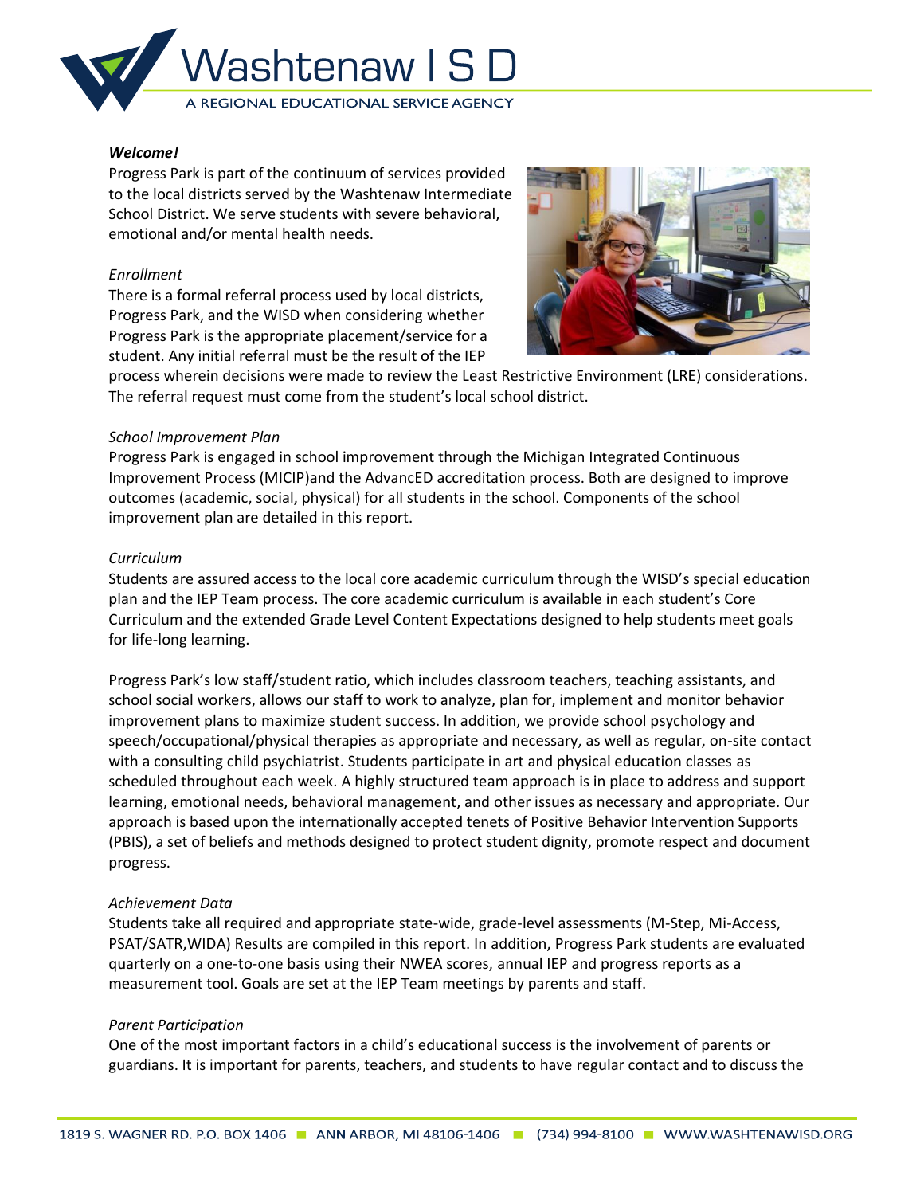**Welcome!**

Progress Park is part of the continuum of services provided to the local districts served by the Washtenaw Intermediate School District. We serve students with severe behavioral, emotional and/or mental health needs.

*Enrollment*

There is a formal referral process used by local districts, Progress Park, and the WISD when considering whether Progress Park is the appropriate placement/service for a student. Any initial referral must be the result of the IEP process wherein decisions were made to review the Least Restrictive Environment (LRE) considerations. The referral request must come from the student's local school district.

*School Improvement Plan*

Progress Park is engaged in school improvement through the Michigan Integrated Continuous Improvement Process (MICIP)and the AdvancED accreditation process. Both are designed to improve outcomes (academic, social, physical) for all students in the school. Components of the school improvement plan are detailed in this report.

*Curriculum*

Students are assured access to the local core academic curriculum through the WISD's special education plan and the IEP Team process. The core academic curriculum is available in each student's Core Curriculum and the extended Grade Level Content Expectations designed to help students meet goals for life-long learning.

Progress Park's low staff/student ratio, which includes classroom teachers, teaching assistants, and school social workers, allows our staff to work to analyze, plan for, implement and monitor behavior improvement plans to maximize student success. In addition, we provide school psychology and speech/occupational/physical therapies as appropriate and necessary, as well as regular, on-site contact with a consulting child psychiatrist. Students participate in art and physical education classes as scheduled throughout each week. A highly structured team approach is in place to address and support learning, emotional needs, behavioral management, and other issues as necessary and appropriate. Our approach is based upon the internationally accepted tenets of Positive Behavior Intervention Supports (PBIS), a set of beliefs and methods designed to protect student dignity, promote respect and document progress.

*Achievement Data*

Students take all required and appropriate state-wide, grade-level assessments (M-Step, Mi-Access, PSAT/SATR,WIDA) Results are compiled in this report. In addition, Progress Park students are evaluated quarterly on a one-to-one basis using their NWEA scores, annual IEP and progress reports as a measurement tool. Goals are set at the IEP Team meetings by parents and staff.

*Parent Participation*

One of the most important factors in a child's educational success is the involvement of parents or guardians. It is important for parents, teachers, and students to have regular contact and to discuss the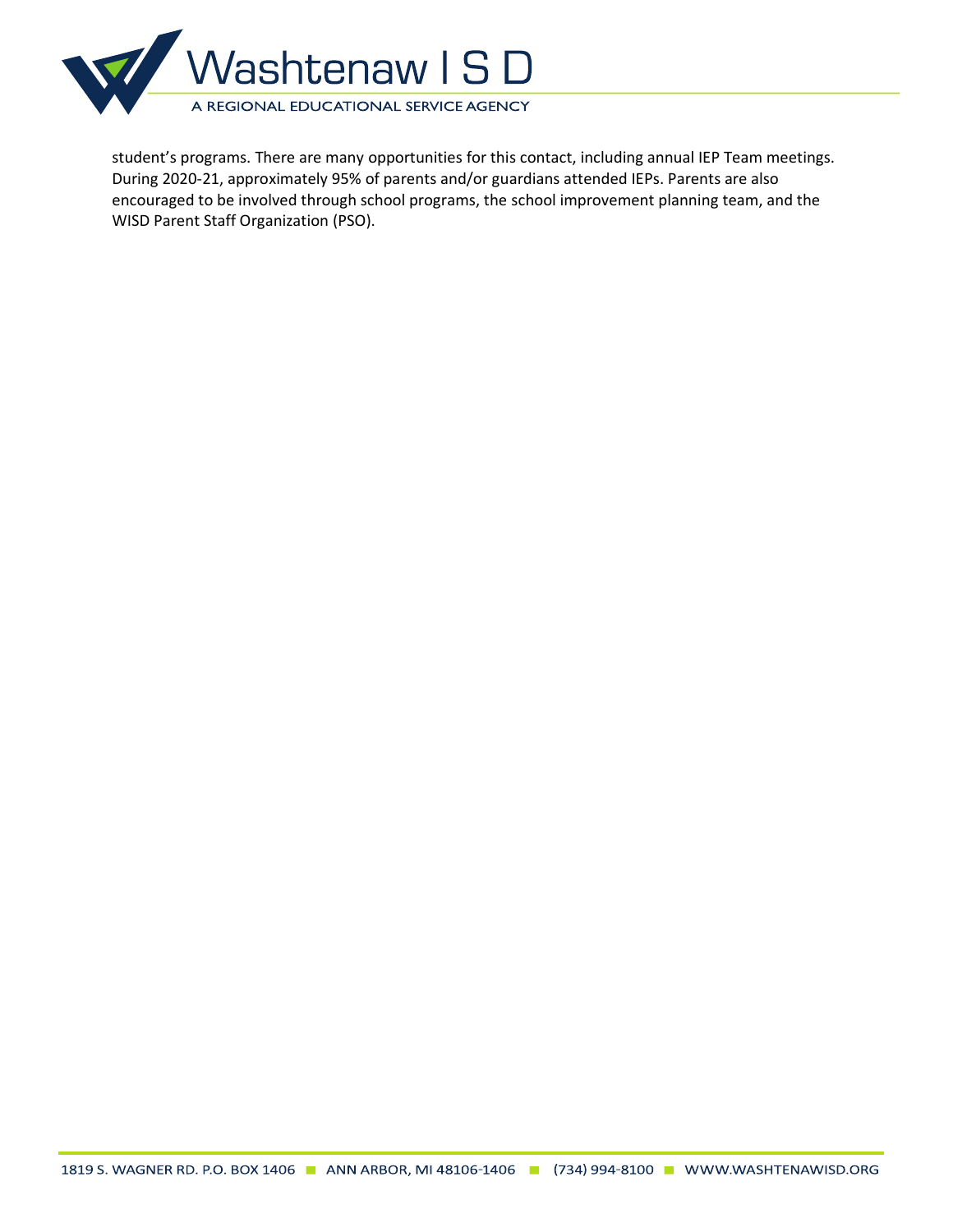student's programs. There are many opportunities for this contact, including annual IEP Team meetings. During 2020-21, approximately 95% of parents and/or guardians attended IEPs. Parents are also encouraged to be involved through school programs, the school improvement planning team, and the WISD Parent Staff Organization (PSO).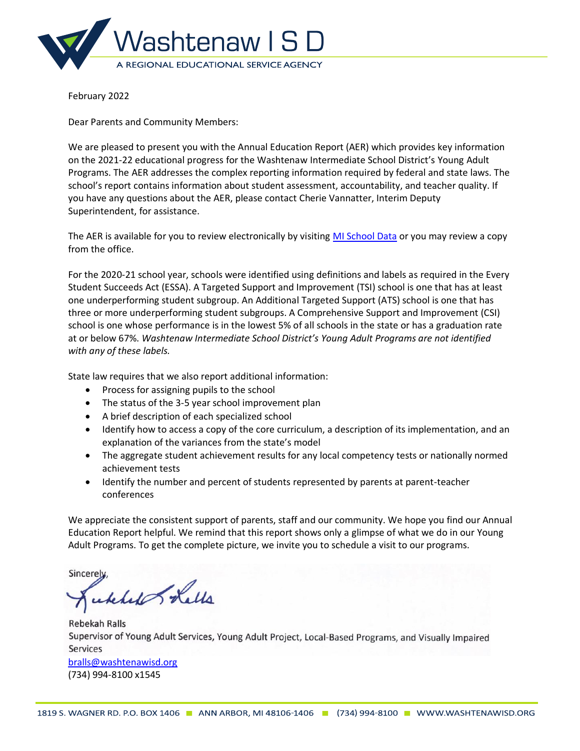Washtenaw I S D

A REGIONAL EDUCATIONAL SERVICE AGENCY

February 2022

Dear Parents and Community Members:

We are pleased to present you with the Annual Education Report (AER) which provides key information on the 2021-22 educational progress for the Washtenaw Intermediate School District's Young Adult Programs. The AER addresses the complex reporting information required by federal and state laws. The school's report contains information about student assessment, accountability, and teacher quality. If you have any questions about the AER, please contact Cherie Vannatter, Interim Deputy Superintendent, for assistance.

The AER is available for you to review electronically by visiting [MI School Data] or you may review a copy from the office.

For the 2020-21 school year, schools were identified using definitions and labels as required in the Every Student Succeeds Act (ESSA). A Targeted Support and Improvement (TSI) school is one that has at least one underperforming student subgroup. An Additional Targeted Support (ATS) school is one that has three or more underperforming student subgroups. A Comprehensive Support and Improvement (CSI) school is one whose performance is in the lowest 5% of all schools in the state or has a graduation rate at or below 67%. *Washtenaw Intermediate School District's Young Adult Programs are not identified with any of these labels.*

State law requires that we also report additional information:

- Process for assigning pupils to the school
- The status of the 3-5 year school improvement plan
- A brief description of each specialized school
- Identify how to access a copy of the core curriculum, a description of its implementation, and an explanation of the variances from the state's model
- The aggregate student achievement results for any local competency tests or nationally normed achievement tests
- Identify the number and percent of students represented by parents at parent-teacher conferences

We appreciate the consistent support of parents, staff and our community. We hope you find our Annual Education Report helpful. We remind that this report shows only a glimpse of what we do in our Young Adult Programs. To get the complete picture, we invite you to schedule a visit to our programs.

Sincerely,

Rebekah Ralls  
Supervisor of Young Adult Services, Young Adult Project, Local-Based Programs, and Visually Impaired Services  
bralls@washtenawisd.org  
(734) 994-8100 x1545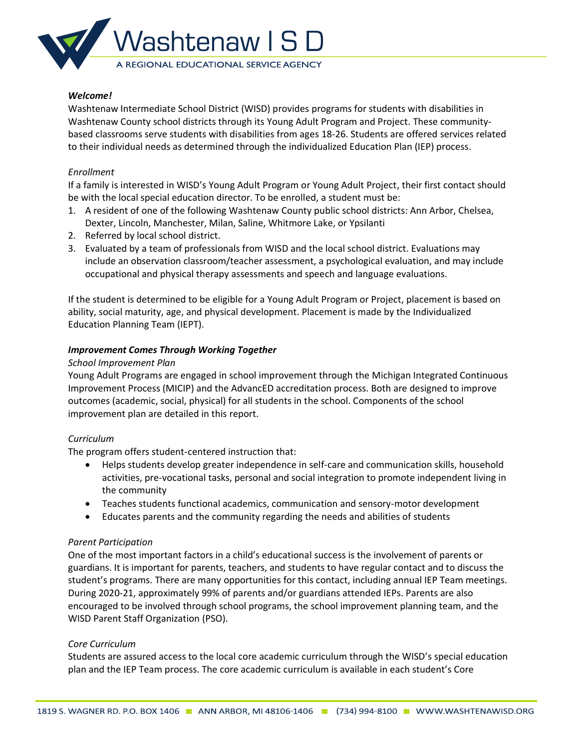*Welcome!*

Washtenaw Intermediate School District (WISD) provides programs for students with disabilities in Washtenaw County school districts through its Young Adult Program and Project. These community-based classrooms serve students with disabilities from ages 18-26. Students are offered services related to their individual needs as determined through the individualized Education Plan (IEP) process.

*Enrollment*

If a family is interested in WISD's Young Adult Program or Young Adult Project, their first contact should be with the local special education director. To be enrolled, a student must be:

1. A resident of one of the following Washtenaw County public school districts: Ann Arbor, Chelsea, Dexter, Lincoln, Manchester, Milan, Saline, Whitmore Lake, or Ypsilanti
2. Referred by local school district.
3. Evaluated by a team of professionals from WISD and the local school district. Evaluations may include an observation classroom/teacher assessment, a psychological evaluation, and may include occupational and physical therapy assessments and speech and language evaluations.

If the student is determined to be eligible for a Young Adult Program or Project, placement is based on ability, social maturity, age, and physical development. Placement is made by the Individualized Education Planning Team (IEPT).

***Improvement Comes Through Working Together***

*School Improvement Plan*

Young Adult Programs are engaged in school improvement through the Michigan Integrated Continuous Improvement Process (MICIP) and the AdvancED accreditation process. Both are designed to improve outcomes (academic, social, physical) for all students in the school. Components of the school improvement plan are detailed in this report.

*Curriculum*

The program offers student-centered instruction that:

- Helps students develop greater independence in self-care and communication skills, household activities, pre-vocational tasks, personal and social integration to promote independent living in the community
- Teaches students functional academics, communication and sensory-motor development
- Educates parents and the community regarding the needs and abilities of students

*Parent Participation*

One of the most important factors in a child's educational success is the involvement of parents or guardians. It is important for parents, teachers, and students to have regular contact and to discuss the student's programs. There are many opportunities for this contact, including annual IEP Team meetings. During 2020-21, approximately 99% of parents and/or guardians attended IEPs. Parents are also encouraged to be involved through school programs, the school improvement planning team, and the WISD Parent Staff Organization (PSO).

*Core Curriculum*

Students are assured access to the local core academic curriculum through the WISD's special education plan and the IEP Team process. The core academic curriculum is available in each student's Core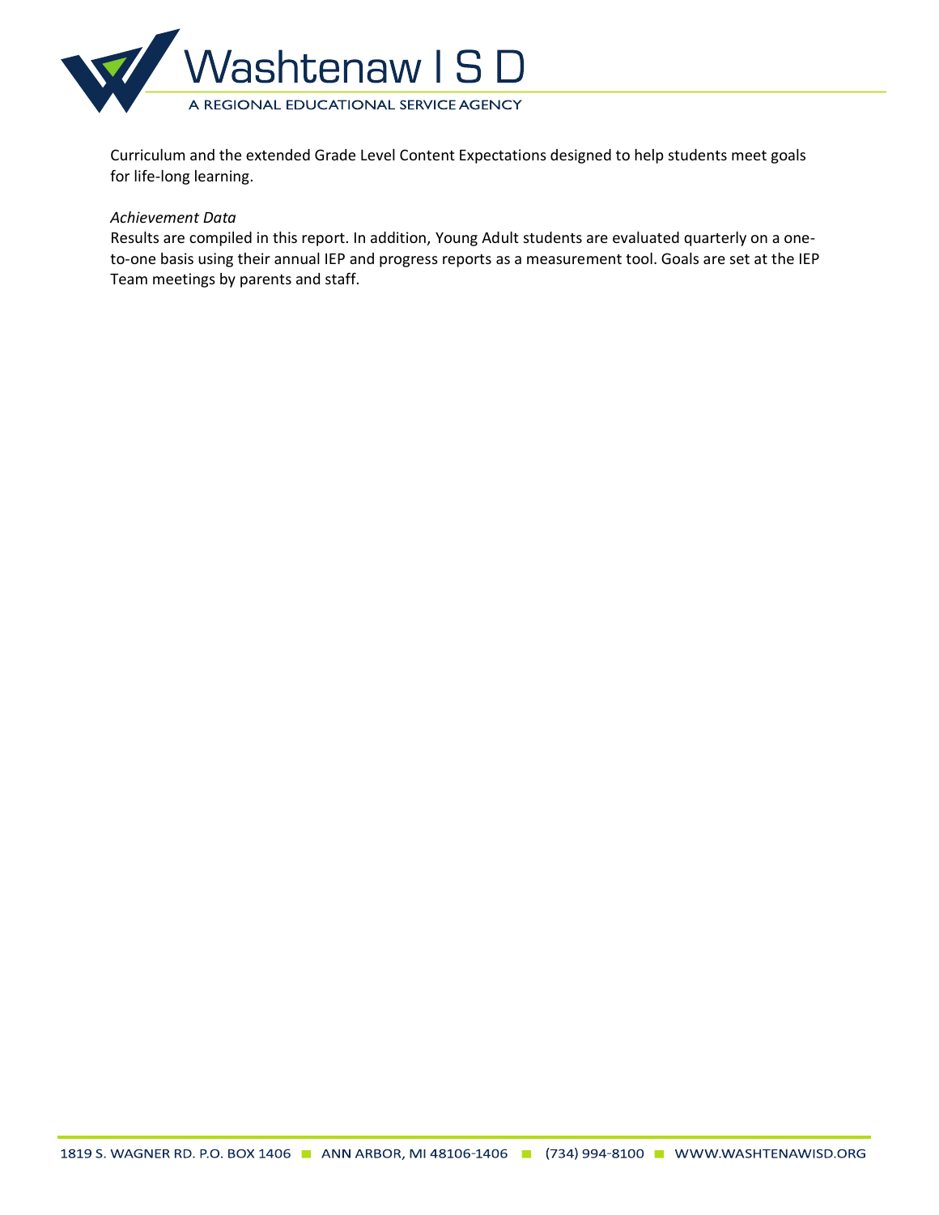Curriculum and the extended Grade Level Content Expectations designed to help students meet goals for life-long learning.

*Achievement Data*

Results are compiled in this report. In addition, Young Adult students are evaluated quarterly on a one-to-one basis using their annual IEP and progress reports as a measurement tool. Goals are set at the IEP Team meetings by parents and staff.